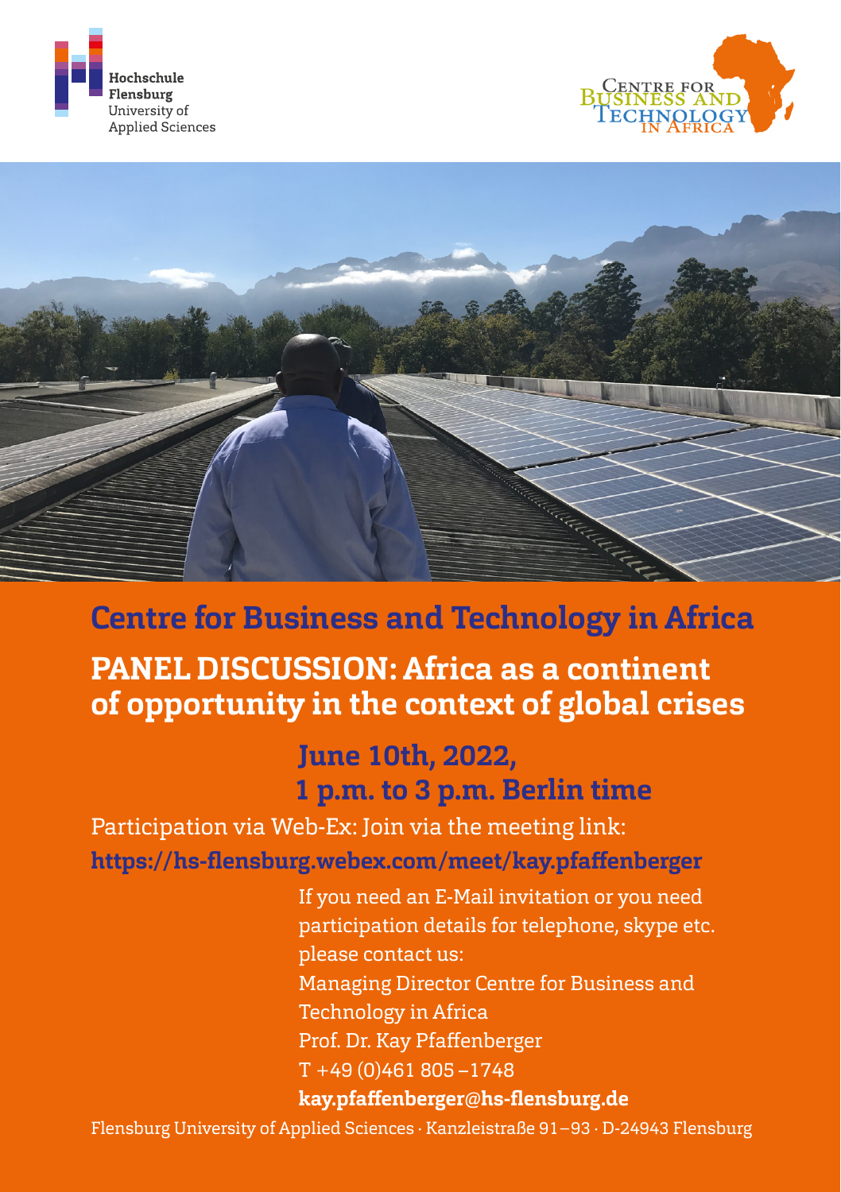Hochschule Flensburg
University of Applied Sciences

CENTRE FOR BUSINESS AND TECHNOLOGY IN AFRICA

# Centre for Business and Technology in Africa

## PANEL DISCUSSION: Africa as a continent of opportunity in the context of global crises

### June 10th, 2022, 1 p.m. to 3 p.m. Berlin time

Participation via Web-Ex: Join via the meeting link:

**https://hs-flensburg.webex.com/meet/kay.pfaffenberger**

If you need an E-Mail invitation or you need participation details for telephone, skype etc. please contact us:

Managing Director Centre for Business and Technology in Africa
Prof. Dr. Kay Pfaffenberger
T +49 (0)461 805 –1748
**kay.pfaffenberger@hs-flensburg.de**

Flensburg University of Applied Sciences · Kanzleistraße 91–93 · D-24943 Flensburg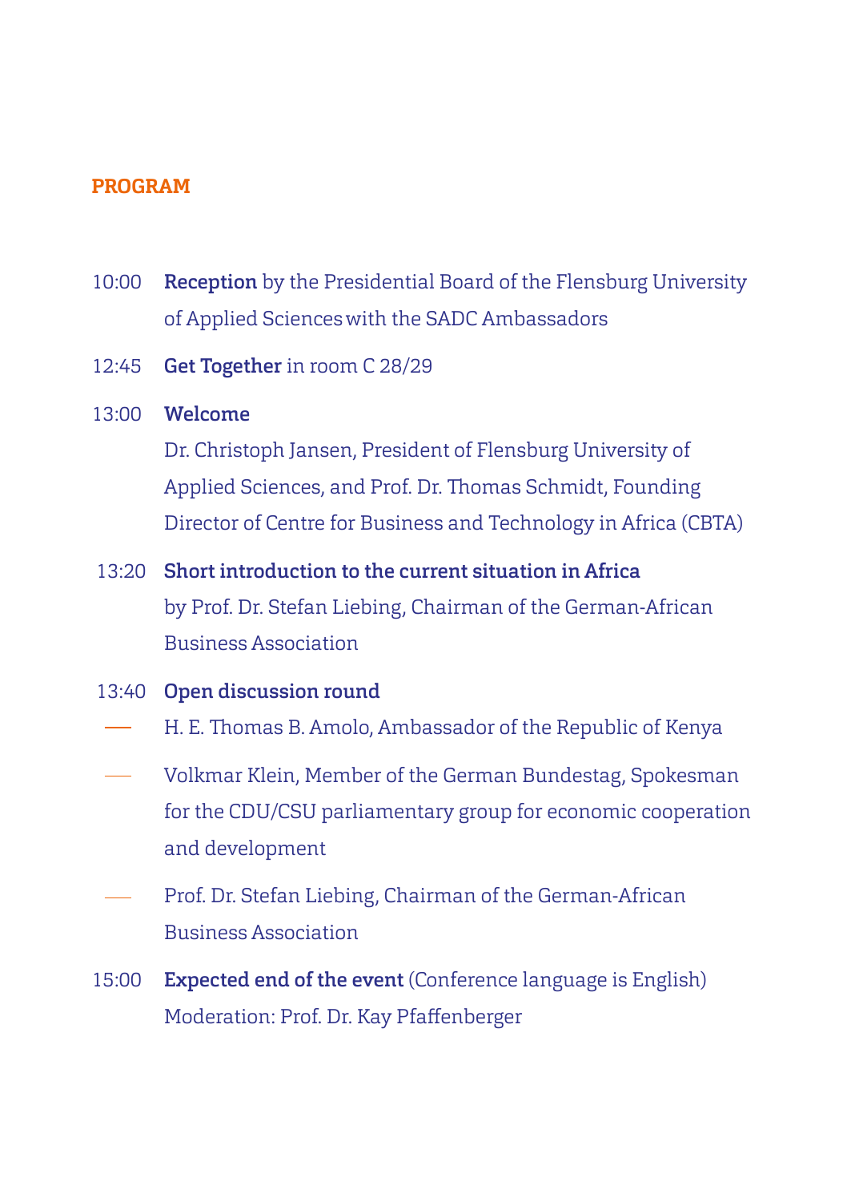## PROGRAM

10:00 **Reception** by the Presidential Board of the Flensburg University of Applied Sciences with the SADC Ambassadors

12:45 **Get Together** in room C 28/29

13:00 **Welcome**
Dr. Christoph Jansen, President of Flensburg University of Applied Sciences, and Prof. Dr. Thomas Schmidt, Founding Director of Centre for Business and Technology in Africa (CBTA)

13:20 **Short introduction to the current situation in Africa**
by Prof. Dr. Stefan Liebing, Chairman of the German-African Business Association

13:40 **Open discussion round**

- H. E. Thomas B. Amolo, Ambassador of the Republic of Kenya
- Volkmar Klein, Member of the German Bundestag, Spokesman for the CDU/CSU parliamentary group for economic cooperation and development
- Prof. Dr. Stefan Liebing, Chairman of the German-African Business Association

15:00 **Expected end of the event** (Conference language is English)
Moderation: Prof. Dr. Kay Pfaffenberger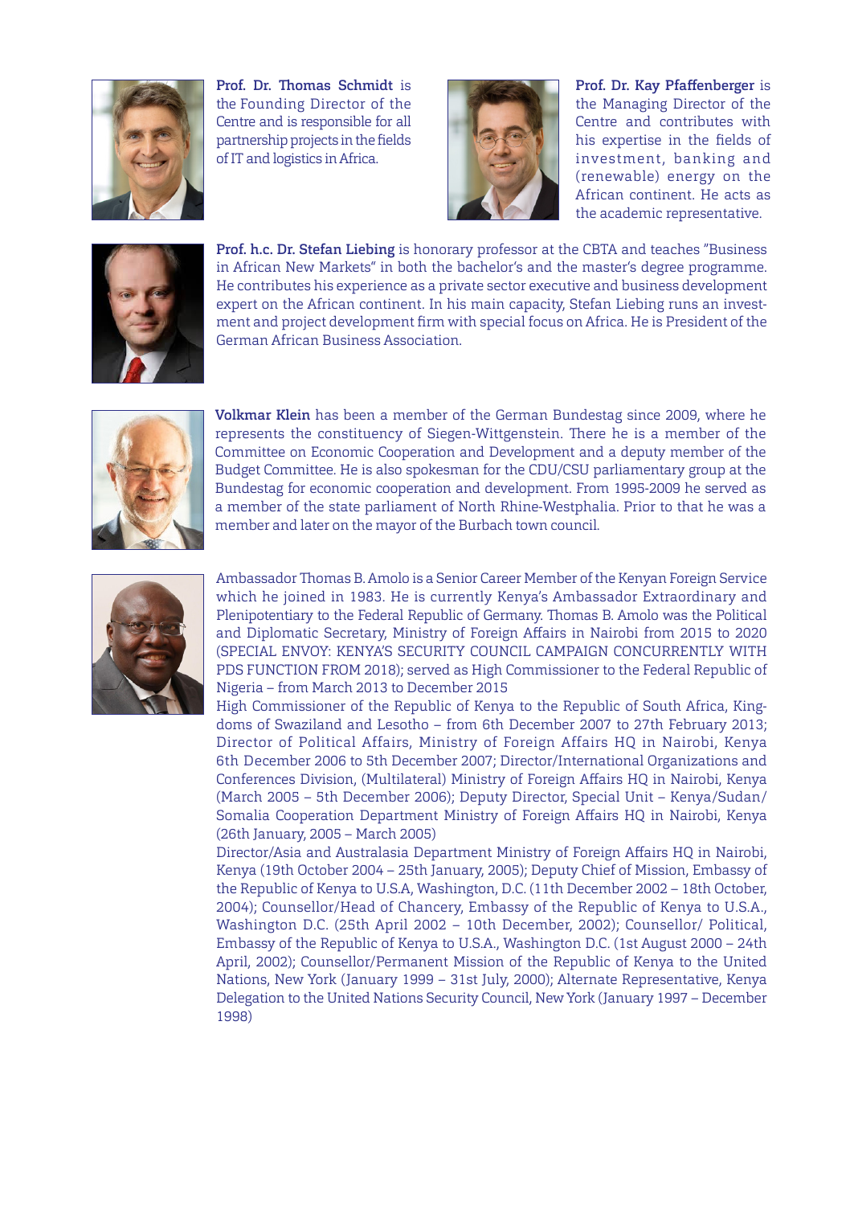**Prof. Dr. Thomas Schmidt** is the Founding Director of the Centre and is responsible for all partnership projects in the fields of IT and logistics in Africa.

**Prof. Dr. Kay Pfaffenberger** is the Managing Director of the Centre and contributes with his expertise in the fields of investment, banking and (renewable) energy on the African continent. He acts as the academic representative.

**Prof. h.c. Dr. Stefan Liebing** is honorary professor at the CBTA and teaches "Business in African New Markets" in both the bachelor's and the master's degree programme. He contributes his experience as a private sector executive and business development expert on the African continent. In his main capacity, Stefan Liebing runs an investment and project development firm with special focus on Africa. He is President of the German African Business Association.

**Volkmar Klein** has been a member of the German Bundestag since 2009, where he represents the constituency of Siegen-Wittgenstein. There he is a member of the Committee on Economic Cooperation and Development and a deputy member of the Budget Committee. He is also spokesman for the CDU/CSU parliamentary group at the Bundestag for economic cooperation and development. From 1995-2009 he served as a member of the state parliament of North Rhine-Westphalia. Prior to that he was a member and later on the mayor of the Burbach town council.

Ambassador Thomas B. Amolo is a Senior Career Member of the Kenyan Foreign Service which he joined in 1983. He is currently Kenya's Ambassador Extraordinary and Plenipotentiary to the Federal Republic of Germany. Thomas B. Amolo was the Political and Diplomatic Secretary, Ministry of Foreign Affairs in Nairobi from 2015 to 2020 (SPECIAL ENVOY: KENYA'S SECURITY COUNCIL CAMPAIGN CONCURRENTLY WITH PDS FUNCTION FROM 2018); served as High Commissioner to the Federal Republic of Nigeria – from March 2013 to December 2015

High Commissioner of the Republic of Kenya to the Republic of South Africa, Kingdoms of Swaziland and Lesotho – from 6th December 2007 to 27th February 2013; Director of Political Affairs, Ministry of Foreign Affairs HQ in Nairobi, Kenya 6th December 2006 to 5th December 2007; Director/International Organizations and Conferences Division, (Multilateral) Ministry of Foreign Affairs HQ in Nairobi, Kenya (March 2005 – 5th December 2006); Deputy Director, Special Unit – Kenya/Sudan/ Somalia Cooperation Department Ministry of Foreign Affairs HQ in Nairobi, Kenya (26th January, 2005 – March 2005)

Director/Asia and Australasia Department Ministry of Foreign Affairs HQ in Nairobi, Kenya (19th October 2004 – 25th January, 2005); Deputy Chief of Mission, Embassy of the Republic of Kenya to U.S.A, Washington, D.C. (11th December 2002 – 18th October, 2004); Counsellor/Head of Chancery, Embassy of the Republic of Kenya to U.S.A., Washington D.C. (25th April 2002 – 10th December, 2002); Counsellor/ Political, Embassy of the Republic of Kenya to U.S.A., Washington D.C. (1st August 2000 – 24th April, 2002); Counsellor/Permanent Mission of the Republic of Kenya to the United Nations, New York (January 1999 – 31st July, 2000); Alternate Representative, Kenya Delegation to the United Nations Security Council, New York (January 1997 – December 1998)